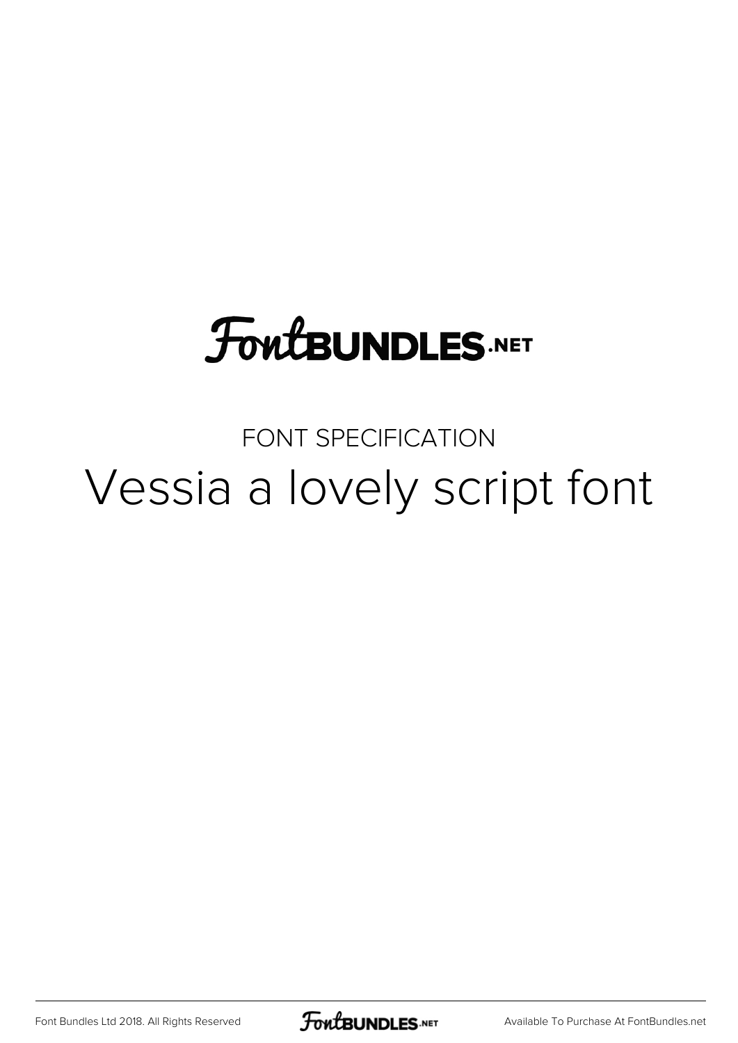FontBUNDLES.NET

FONT SPECIFICATION

# Vessia a lovely script font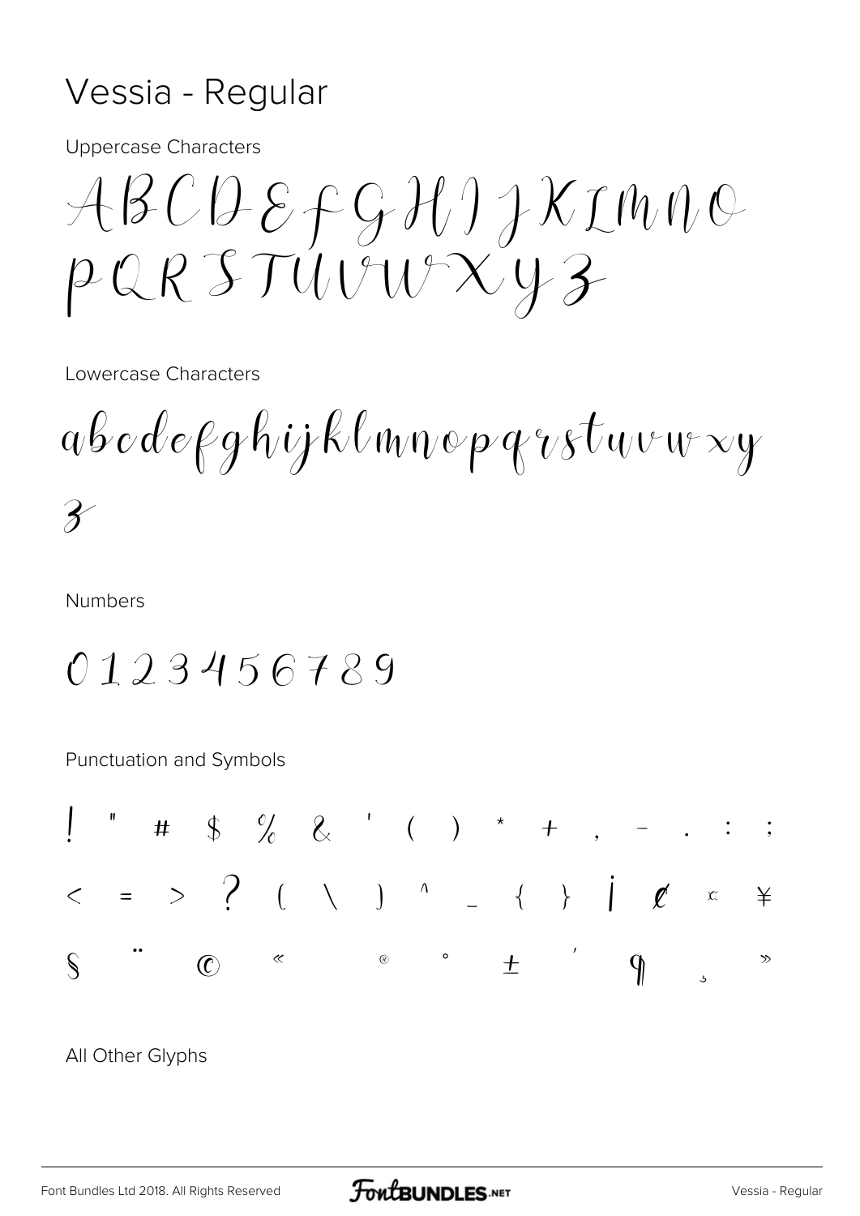# Vessia - Regular

Uppercase Characters

ABCDEFGHIJKLMNO
PQRSTUVWXYZ

Lowercase Characters

abcdefghijklmnopqrstuvwxy
z

Numbers

0123456789

Punctuation and Symbols

! " # $ % & ' ( ) * + , - . : ;
< = > ? [ \ ] ^ _ { } ¡ ¢ ¤ ¥
§ ¨ © « ® ° ± ´ ¶ ¸ »

All Other Glyphs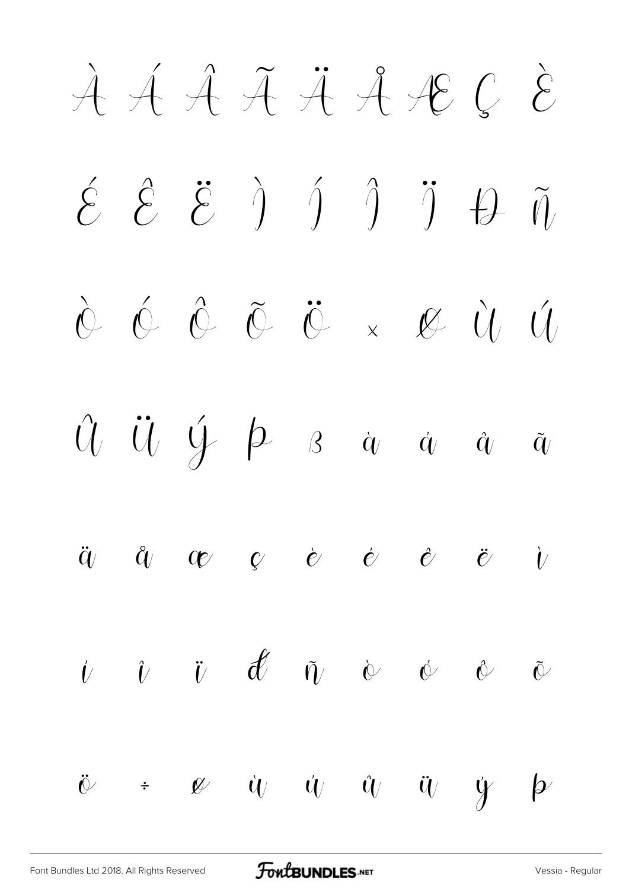À Á Â Ã Ä Å Æ Ç È

É Ê Ë Ì Í Î Ï Ð Ñ

Ò Ó Ô Õ Ö × Ø Ù Ú

Û Ü Ý Þ ß à á â ã

ä å æ ç è é ê ë ì

í î ï ð ñ ò ó ô õ

ö ÷ ø ù ú û ü ý þ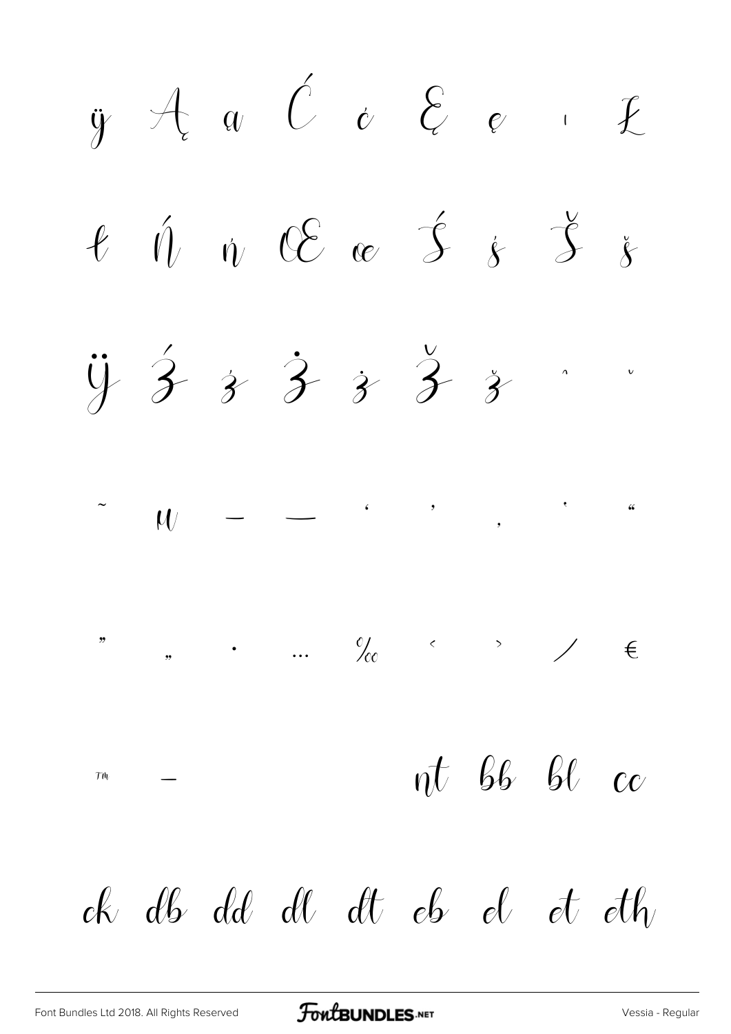ÿ Ą ą Ć ć Ę ę ı Ł

ł Ń ń Œ œ Ś ś Š š

Ÿ Ź ź Ż ż Ž ž ˆ ˘

˜ μ – — ‘ ’ ‚ ˙ “

” „ • … ‰ ‹ › ⁄ €

™ –   nt bb bl cc

ck db dd dl dt eb el et eth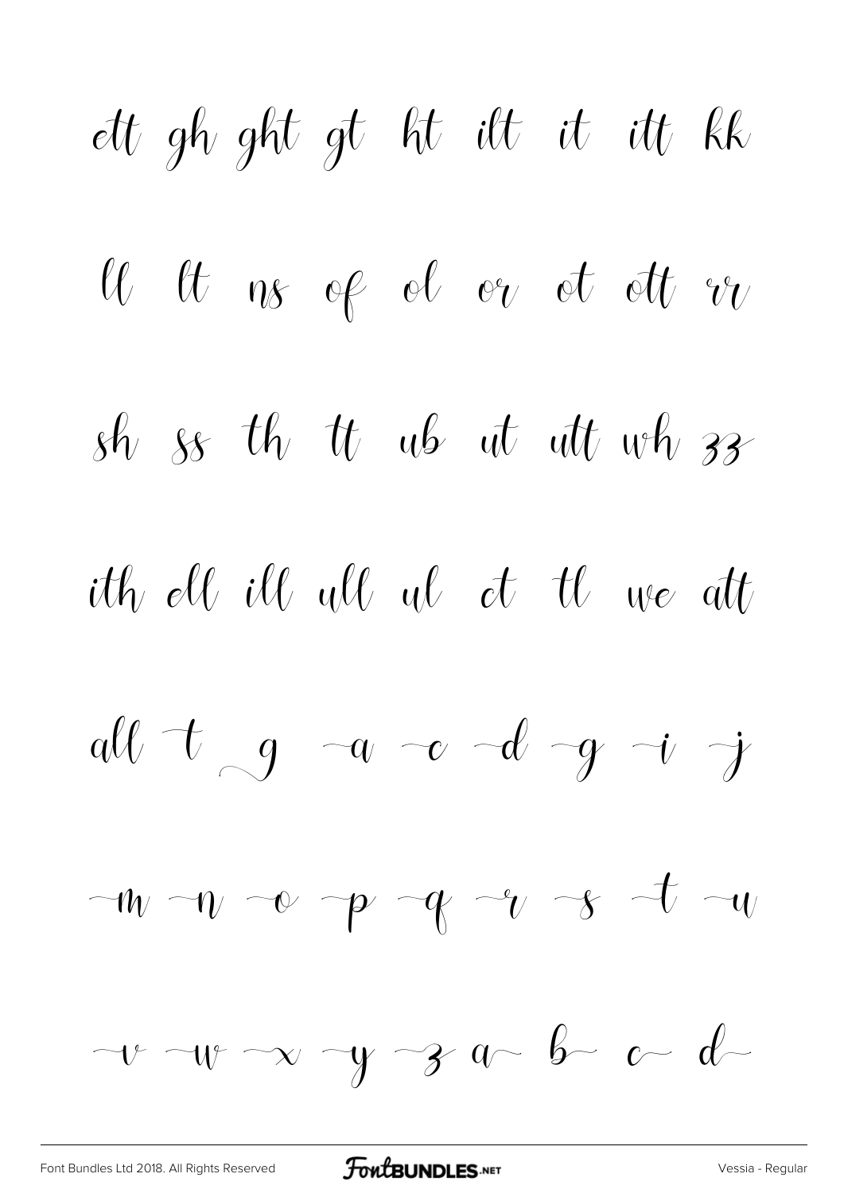ett gh ght gt ht ilt it itt kk

ll lt ns of ol or ot ott rr

sh ss th tt ub ut utt wh zz

ith ell ill ull ul ct tl we att

all t g a c d g i j

m n o p q r s t u

v w x y z a b c d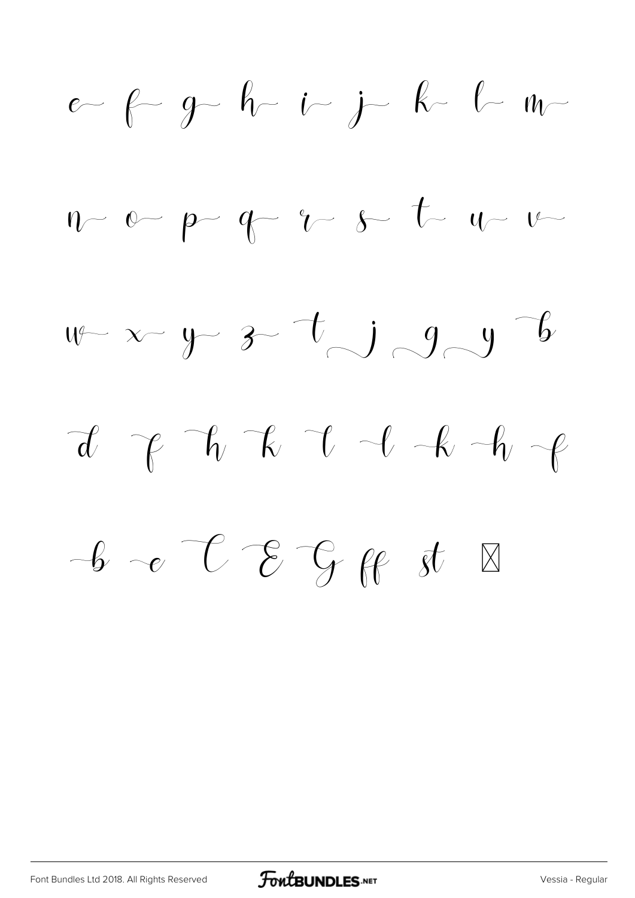e f g h i j k l m

n o p q r s t u v

w x y z t j g y b

d f h k l l k h f

b e C E G ff st